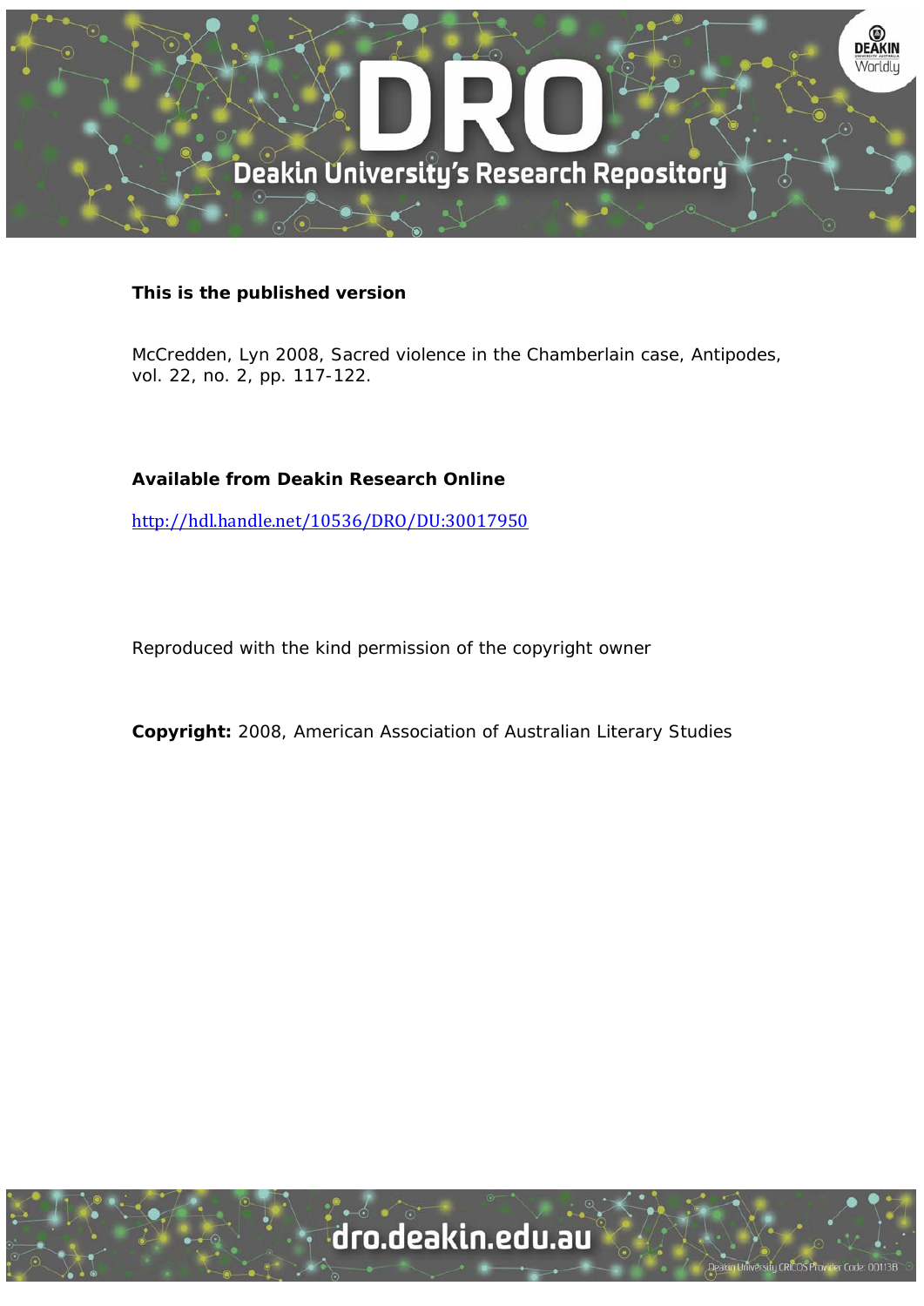**This is the published version**

McCredden, Lyn 2008, Sacred violence in the Chamberlain case, Antipodes, vol. 22, no. 2, pp. 117-122.

**Available from Deakin Research Online**

http://hdl.handle.net/10536/DRO/DU:30017950

Reproduced with the kind permission of the copyright owner

**Copyright:** 2008, American Association of Australian Literary Studies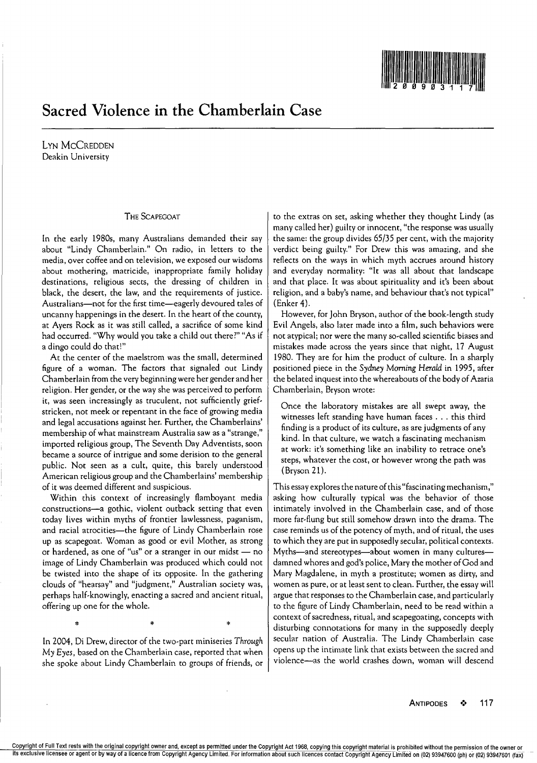# Sacred Violence in the Chamberlain Case

Lyn McCredden
Deakin University

## The Scapegoat

In the early 1980s, many Australians demanded their say about "Lindy Chamberlain." On radio, in letters to the media, over coffee and on television, we exposed our wisdoms about mothering, matricide, inappropriate family holiday destinations, religious sects, the dressing of children in black, the desert, the law, and the requirements of justice. Australians—not for the first time—eagerly devoured tales of uncanny happenings in the desert. In the heart of the county, at Ayers Rock as it was still called, a sacrifice of some kind had occurred. "Why would you take a child out there?" "As if a dingo could do that!"

At the center of the maelstrom was the small, determined figure of a woman. The factors that signaled out Lindy Chamberlain from the very beginning were her gender and her religion. Her gender, or the way she was perceived to perform it, was seen increasingly as truculent, not sufficiently grief-stricken, not meek or repentant in the face of growing media and legal accusations against her. Further, the Chamberlains' membership of what mainstream Australia saw as a "strange," imported religious group, The Seventh Day Adventists, soon became a source of intrigue and some derision to the general public. Not seen as a cult, quite, this barely understood American religious group and the Chamberlains' membership of it was deemed different and suspicious.

Within this context of increasingly flamboyant media constructions—a gothic, violent outback setting that even today lives within myths of frontier lawlessness, paganism, and racial atrocities—the figure of Lindy Chamberlain rose up as scapegoat. Woman as good or evil Mother, as strong or hardened, as one of "us" or a stranger in our midst — no image of Lindy Chamberlain was produced which could not be twisted into the shape of its opposite. In the gathering clouds of "hearsay" and "judgment," Australian society was, perhaps half-knowingly, enacting a sacred and ancient ritual, offering up one for the whole.

\* \* \*

In 2004, Di Drew, director of the two-part miniseries *Through My Eyes*, based on the Chamberlain case, reported that when she spoke about Lindy Chamberlain to groups of friends, or to the extras on set, asking whether they thought Lindy (as many called her) guilty or innocent, "the response was usually the same: the group divides 65/35 per cent, with the majority verdict being guilty." For Drew this was amazing, and she reflects on the ways in which myth accrues around history and everyday normality: "It was all about that landscape and that place. It was about spirituality and it's been about religion, and a baby's name, and behaviour that's not typical" (Enker 4).

However, for John Bryson, author of the book-length study Evil Angels, also later made into a film, such behaviors were not atypical; nor were the many so-called scientific biases and mistakes made across the years since that night, 17 August 1980. They are for him the product of culture. In a sharply positioned piece in the *Sydney Morning Herald* in 1995, after the belated inquest into the whereabouts of the body of Azaria Chamberlain, Bryson wrote:

> Once the laboratory mistakes are all swept away, the witnesses left standing have human faces . . . this third finding is a product of its culture, as are judgments of any kind. In that culture, we watch a fascinating mechanism at work: it's something like an inability to retrace one's steps, whatever the cost, or however wrong the path was (Bryson 21).

This essay explores the nature of this "fascinating mechanism," asking how culturally typical was the behavior of those intimately involved in the Chamberlain case, and of those more far-flung but still somehow drawn into the drama. The case reminds us of the potency of myth, and of ritual, the uses to which they are put in supposedly secular, political contexts. Myths—and stereotypes—about women in many cultures—damned whores and god's police, Mary the mother of God and Mary Magdalene, in myth a prostitute; women as dirty, and women as pure, or at least sent to clean. Further, the essay will argue that responses to the Chamberlain case, and particularly to the figure of Lindy Chamberlain, need to be read within a context of sacredness, ritual, and scapegoating, concepts with disturbing connotations for many in the supposedly deeply secular nation of Australia. The Lindy Chamberlain case opens up the intimate link that exists between the sacred and violence—as the world crashes down, woman will descend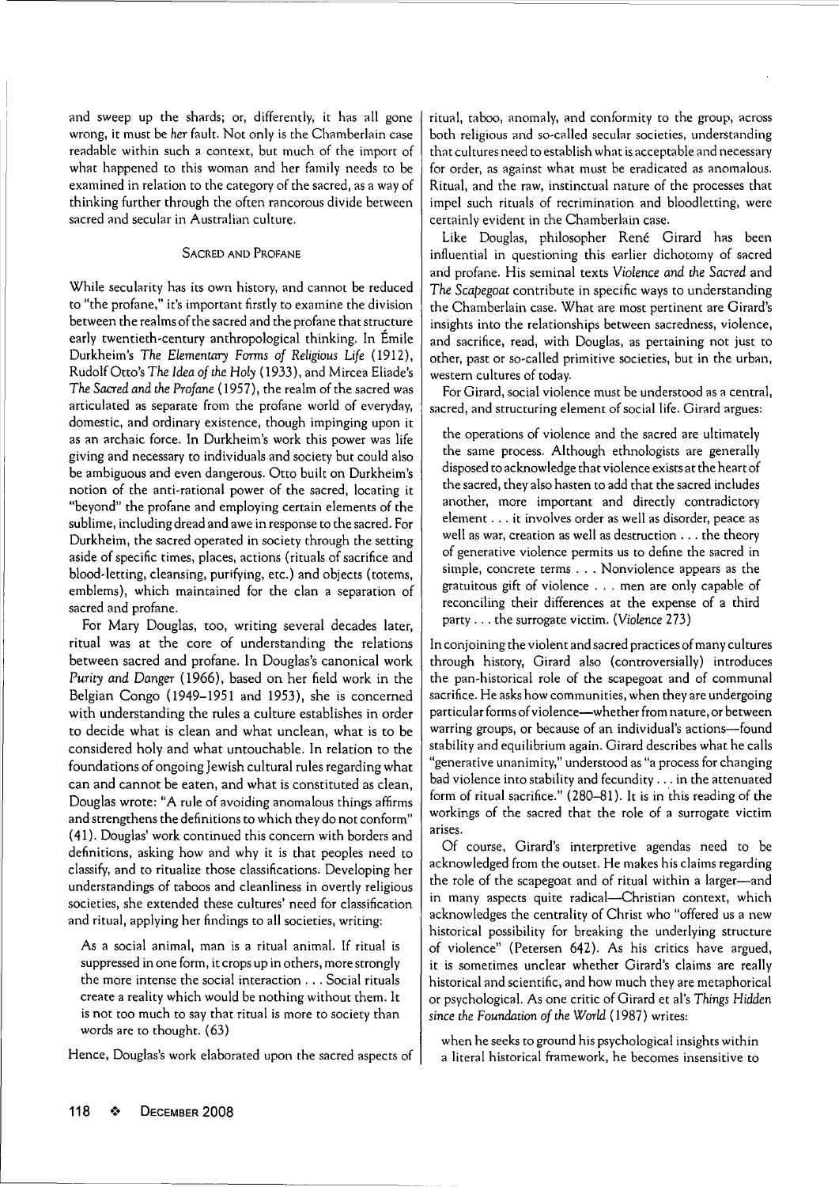and sweep up the shards; or, differently, it has all gone wrong, it must be *her* fault. Not only is the Chamberlain case readable within such a context, but much of the import of what happened to this woman and her family needs to be examined in relation to the category of the sacred, as a way of thinking further through the often rancorous divide between sacred and secular in Australian culture.

## Sacred and Profane

While secularity has its own history, and cannot be reduced to "the profane," it's important firstly to examine the division between the realms of the sacred and the profane that structure early twentieth-century anthropological thinking. In Émile Durkheim's *The Elementary Forms of Religious Life* (1912), Rudolf Otto's *The Idea of the Holy* (1933), and Mircea Eliade's *The Sacred and the Profane* (1957), the realm of the sacred was articulated as separate from the profane world of everyday, domestic, and ordinary existence, though impinging upon it as an archaic force. In Durkheim's work this power was life giving and necessary to individuals and society but could also be ambiguous and even dangerous. Otto built on Durkheim's notion of the anti-rational power of the sacred, locating it "beyond" the profane and employing certain elements of the sublime, including dread and awe in response to the sacred. For Durkheim, the sacred operated in society through the setting aside of specific times, places, actions (rituals of sacrifice and blood-letting, cleansing, purifying, etc.) and objects (totems, emblems), which maintained for the clan a separation of sacred and profane.

For Mary Douglas, too, writing several decades later, ritual was at the core of understanding the relations between sacred and profane. In Douglas's canonical work *Purity and Danger* (1966), based on her field work in the Belgian Congo (1949–1951 and 1953), she is concerned with understanding the rules a culture establishes in order to decide what is clean and what unclean, what is to be considered holy and what untouchable. In relation to the foundations of ongoing Jewish cultural rules regarding what can and cannot be eaten, and what is constituted as clean, Douglas wrote: "A rule of avoiding anomalous things affirms and strengthens the definitions to which they do not conform" (41). Douglas' work continued this concern with borders and definitions, asking how and why it is that peoples need to classify, and to ritualize those classifications. Developing her understandings of taboos and cleanliness in overtly religious societies, she extended these cultures' need for classification and ritual, applying her findings to all societies, writing:

> As a social animal, man is a ritual animal. If ritual is suppressed in one form, it crops up in others, more strongly the more intense the social interaction . . . Social rituals create a reality which would be nothing without them. It is not too much to say that ritual is more to society than words are to thought. (63)

Hence, Douglas's work elaborated upon the sacred aspects of ritual, taboo, anomaly, and conformity to the group, across both religious and so-called secular societies, understanding that cultures need to establish what is acceptable and necessary for order, as against what must be eradicated as anomalous. Ritual, and the raw, instinctual nature of the processes that impel such rituals of recrimination and bloodletting, were certainly evident in the Chamberlain case.

Like Douglas, philosopher René Girard has been influential in questioning this earlier dichotomy of sacred and profane. His seminal texts *Violence and the Sacred* and *The Scapegoat* contribute in specific ways to understanding the Chamberlain case. What are most pertinent are Girard's insights into the relationships between sacredness, violence, and sacrifice, read, with Douglas, as pertaining not just to other, past or so-called primitive societies, but in the urban, western cultures of today.

For Girard, social violence must be understood as a central, sacred, and structuring element of social life. Girard argues:

> the operations of violence and the sacred are ultimately the same process. Although ethnologists are generally disposed to acknowledge that violence exists at the heart of the sacred, they also hasten to add that the sacred includes another, more important and directly contradictory element . . . it involves order as well as disorder, peace as well as war, creation as well as destruction . . . the theory of generative violence permits us to define the sacred in simple, concrete terms . . . Nonviolence appears as the gratuitous gift of violence . . . men are only capable of reconciling their differences at the expense of a third party . . . the surrogate victim. (*Violence* 273)

In conjoining the violent and sacred practices of many cultures through history, Girard also (controversially) introduces the pan-historical role of the scapegoat and of communal sacrifice. He asks how communities, when they are undergoing particular forms of violence—whether from nature, or between warring groups, or because of an individual's actions—found stability and equilibrium again. Girard describes what he calls "generative unanimity," understood as "a process for changing bad violence into stability and fecundity . . . in the attenuated form of ritual sacrifice." (280–81). It is in this reading of the workings of the sacred that the role of a surrogate victim arises.

Of course, Girard's interpretive agendas need to be acknowledged from the outset. He makes his claims regarding the role of the scapegoat and of ritual within a larger—and in many aspects quite radical—Christian context, which acknowledges the centrality of Christ who "offered us a new historical possibility for breaking the underlying structure of violence" (Petersen 642). As his critics have argued, it is sometimes unclear whether Girard's claims are really historical and scientific, and how much they are metaphorical or psychological. As one critic of Girard et al's *Things Hidden since the Foundation of the World* (1987) writes:

> when he seeks to ground his psychological insights within a literal historical framework, he becomes insensitive to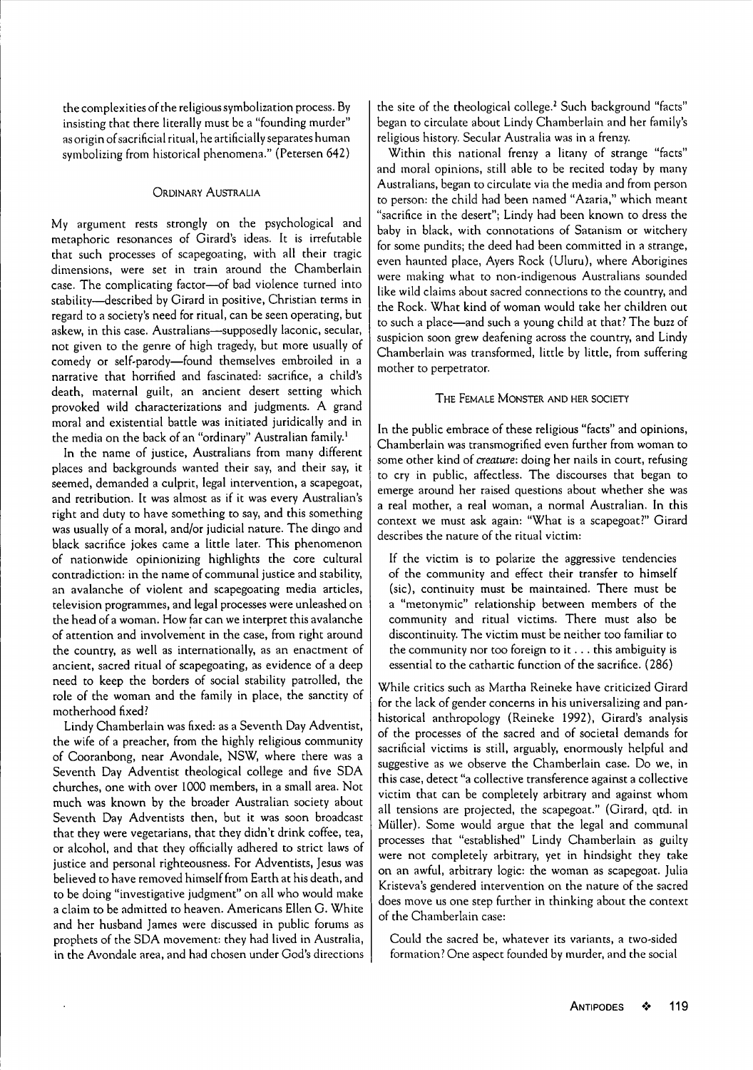the complexities of the religious symbolization process. By insisting that there literally must be a "founding murder" as origin of sacrificial ritual, he artificially separates human symbolizing from historical phenomena." (Petersen 642)

## Ordinary Australia

My argument rests strongly on the psychological and metaphoric resonances of Girard's ideas. It is irrefutable that such processes of scapegoating, with all their tragic dimensions, were set in train around the Chamberlain case. The complicating factor—of bad violence turned into stability—described by Girard in positive, Christian terms in regard to a society's need for ritual, can be seen operating, but askew, in this case. Australians—supposedly laconic, secular, not given to the genre of high tragedy, but more usually of comedy or self-parody—found themselves embroiled in a narrative that horrified and fascinated: sacrifice, a child's death, maternal guilt, an ancient desert setting which provoked wild characterizations and judgments. A grand moral and existential battle was initiated juridically and in the media on the back of an "ordinary" Australian family.[1]

In the name of justice, Australians from many different places and backgrounds wanted their say, and their say, it seemed, demanded a culprit, legal intervention, a scapegoat, and retribution. It was almost as if it was every Australian's right and duty to have something to say, and this something was usually of a moral, and/or judicial nature. The dingo and black sacrifice jokes came a little later. This phenomenon of nationwide opinionizing highlights the core cultural contradiction: in the name of communal justice and stability, an avalanche of violent and scapegoating media articles, television programmes, and legal processes were unleashed on the head of a woman. How far can we interpret this avalanche of attention and involvement in the case, from right around the country, as well as internationally, as an enactment of ancient, sacred ritual of scapegoating, as evidence of a deep need to keep the borders of social stability patrolled, the role of the woman and the family in place, the sanctity of motherhood fixed?

Lindy Chamberlain was fixed: as a Seventh Day Adventist, the wife of a preacher, from the highly religious community of Cooranbong, near Avondale, NSW, where there was a Seventh Day Adventist theological college and five SDA churches, one with over 1000 members, in a small area. Not much was known by the broader Australian society about Seventh Day Adventists then, but it was soon broadcast that they were vegetarians, that they didn't drink coffee, tea, or alcohol, and that they officially adhered to strict laws of justice and personal righteousness. For Adventists, Jesus was believed to have removed himself from Earth at his death, and to be doing "investigative judgment" on all who would make a claim to be admitted to heaven. Americans Ellen G. White and her husband James were discussed in public forums as prophets of the SDA movement: they had lived in Australia, in the Avondale area, and had chosen under God's directions the site of the theological college.[2] Such background "facts" began to circulate about Lindy Chamberlain and her family's religious history. Secular Australia was in a frenzy.

Within this national frenzy a litany of strange "facts" and moral opinions, still able to be recited today by many Australians, began to circulate via the media and from person to person: the child had been named "Azaria," which meant "sacrifice in the desert"; Lindy had been known to dress the baby in black, with connotations of Satanism or witchery for some pundits; the deed had been committed in a strange, even haunted place, Ayers Rock (Uluru), where Aborigines were making what to non-indigenous Australians sounded like wild claims about sacred connections to the country, and the Rock. What kind of woman would take her children out to such a place—and such a young child at that? The buzz of suspicion soon grew deafening across the country, and Lindy Chamberlain was transformed, little by little, from suffering mother to perpetrator.

## The Female Monster and her Society

In the public embrace of these religious "facts" and opinions, Chamberlain was transmogrified even further from woman to some other kind of *creature*: doing her nails in court, refusing to cry in public, affectless. The discourses that began to emerge around her raised questions about whether she was a real mother, a real woman, a normal Australian. In this context we must ask again: "What is a scapegoat?" Girard describes the nature of the ritual victim:

> If the victim is to polarize the aggressive tendencies of the community and effect their transfer to himself (sic), continuity must be maintained. There must be a "metonymic" relationship between members of the community and ritual victims. There must also be discontinuity. The victim must be neither too familiar to the community nor too foreign to it . . . this ambiguity is essential to the cathartic function of the sacrifice. (286)

While critics such as Martha Reineke have criticized Girard for the lack of gender concerns in his universalizing and pan-historical anthropology (Reineke 1992), Girard's analysis of the processes of the sacred and of societal demands for sacrificial victims is still, arguably, enormously helpful and suggestive as we observe the Chamberlain case. Do we, in this case, detect "a collective transference against a collective victim that can be completely arbitrary and against whom all tensions are projected, the scapegoat." (Girard, qtd. in Müller). Some would argue that the legal and communal processes that "established" Lindy Chamberlain as guilty were not completely arbitrary, yet in hindsight they take on an awful, arbitrary logic: the woman as scapegoat. Julia Kristeva's gendered intervention on the nature of the sacred does move us one step further in thinking about the context of the Chamberlain case:

> Could the sacred be, whatever its variants, a two-sided formation? One aspect founded by murder, and the social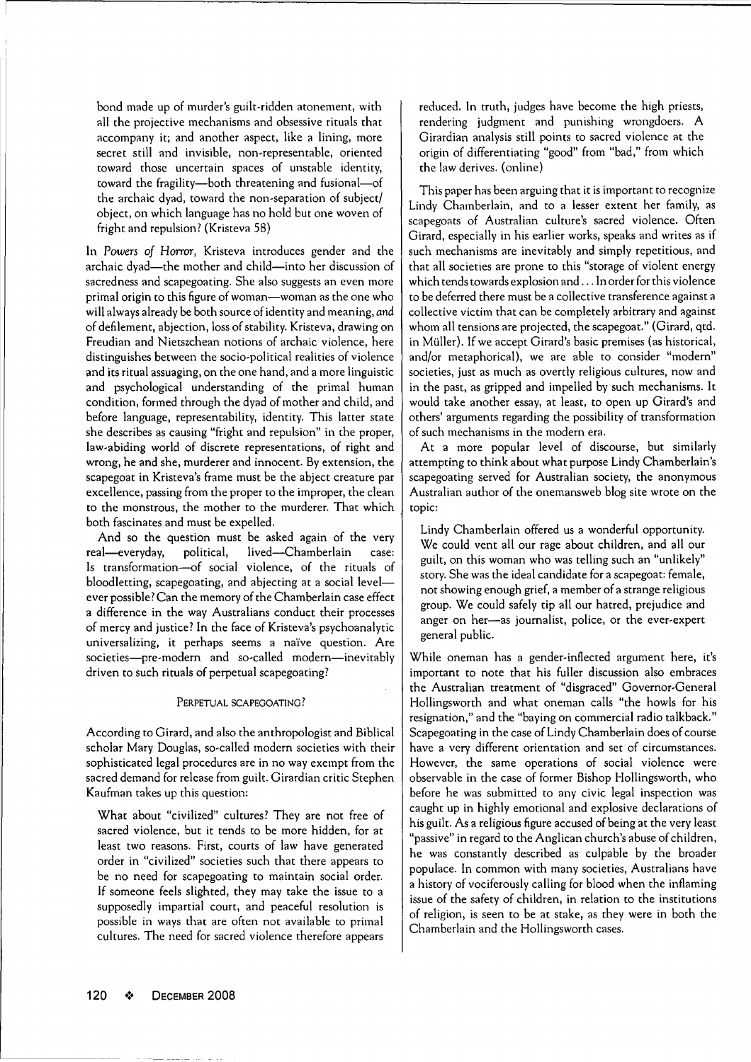bond made up of murder's guilt-ridden atonement, with all the projective mechanisms and obsessive rituals that accompany it; and another aspect, like a lining, more secret still and invisible, non-representable, oriented toward those uncertain spaces of unstable identity, toward the fragility—both threatening and fusional—of the archaic dyad, toward the non-separation of subject/object, on which language has no hold but one woven of fright and repulsion? (Kristeva 58)

In *Powers of Horror*, Kristeva introduces gender and the archaic dyad—the mother and child—into her discussion of sacredness and scapegoating. She also suggests an even more primal origin to this figure of woman—woman as the one who will always already be both source of identity and meaning, *and* of defilement, abjection, loss of stability. Kristeva, drawing on Freudian and Nietzschean notions of archaic violence, here distinguishes between the socio-political realities of violence and its ritual assuaging, on the one hand, and a more linguistic and psychological understanding of the primal human condition, formed through the dyad of mother and child, and before language, representability, identity. This latter state she describes as causing "fright and repulsion" in the proper, law-abiding world of discrete representations, of right and wrong, he and she, murderer and innocent. By extension, the scapegoat in Kristeva's frame must be the abject creature par excellence, passing from the proper to the improper, the clean to the monstrous, the mother to the murderer. That which both fascinates and must be expelled.

And so the question must be asked again of the very real—everyday, political, lived—Chamberlain case: Is transformation—of social violence, of the rituals of bloodletting, scapegoating, and abjecting at a social level—ever possible? Can the memory of the Chamberlain case effect a difference in the way Australians conduct their processes of mercy and justice? In the face of Kristeva's psychoanalytic universalizing, it perhaps seems a naïve question. Are societies—pre-modern and so-called modern—inevitably driven to such rituals of perpetual scapegoating?

## Perpetual Scapegoating?

According to Girard, and also the anthropologist and Biblical scholar Mary Douglas, so-called modern societies with their sophisticated legal procedures are in no way exempt from the sacred demand for release from guilt. Girardian critic Stephen Kaufman takes up this question:

> What about "civilized" cultures? They are not free of sacred violence, but it tends to be more hidden, for at least two reasons. First, courts of law have generated order in "civilized" societies such that there appears to be no need for scapegoating to maintain social order. If someone feels slighted, they may take the issue to a supposedly impartial court, and peaceful resolution is possible in ways that are often not available to primal cultures. The need for sacred violence therefore appears reduced. In truth, judges have become the high priests, rendering judgment and punishing wrongdoers. A Girardian analysis still points to sacred violence at the origin of differentiating "good" from "bad," from which the law derives. (online)

This paper has been arguing that it is important to recognize Lindy Chamberlain, and to a lesser extent her family, as scapegoats of Australian culture's sacred violence. Often Girard, especially in his earlier works, speaks and writes as if such mechanisms are inevitably and simply repetitious, and that all societies are prone to this "storage of violent energy which tends towards explosion and . . . In order for this violence to be deferred there must be a collective transference against a collective victim that can be completely arbitrary and against whom all tensions are projected, the scapegoat." (Girard, qtd. in Müller). If we accept Girard's basic premises (as historical, and/or metaphorical), we are able to consider "modern" societies, just as much as overtly religious cultures, now and in the past, as gripped and impelled by such mechanisms. It would take another essay, at least, to open up Girard's and others' arguments regarding the possibility of transformation of such mechanisms in the modern era.

At a more popular level of discourse, but similarly attempting to think about what purpose Lindy Chamberlain's scapegoating served for Australian society, the anonymous Australian author of the onemansweb blog site wrote on the topic:

> Lindy Chamberlain offered us a wonderful opportunity. We could vent all our rage about children, and all our guilt, on this woman who was telling such an "unlikely" story. She was the ideal candidate for a scapegoat: female, not showing enough grief, a member of a strange religious group. We could safely tip all our hatred, prejudice and anger on her—as journalist, police, or the ever-expert general public.

While oneman has a gender-inflected argument here, it's important to note that his fuller discussion also embraces the Australian treatment of "disgraced" Governor-General Hollingsworth and what oneman calls "the howls for his resignation," and the "baying on commercial radio talkback." Scapegoating in the case of Lindy Chamberlain does of course have a very different orientation and set of circumstances. However, the same operations of social violence were observable in the case of former Bishop Hollingsworth, who before he was submitted to any civic legal inspection was caught up in highly emotional and explosive declarations of his guilt. As a religious figure accused of being at the very least "passive" in regard to the Anglican church's abuse of children, he was constantly described as culpable by the broader populace. In common with many societies, Australians have a history of vociferously calling for blood when the inflaming issue of the safety of children, in relation to the institutions of religion, is seen to be at stake, as they were in both the Chamberlain and the Hollingsworth cases.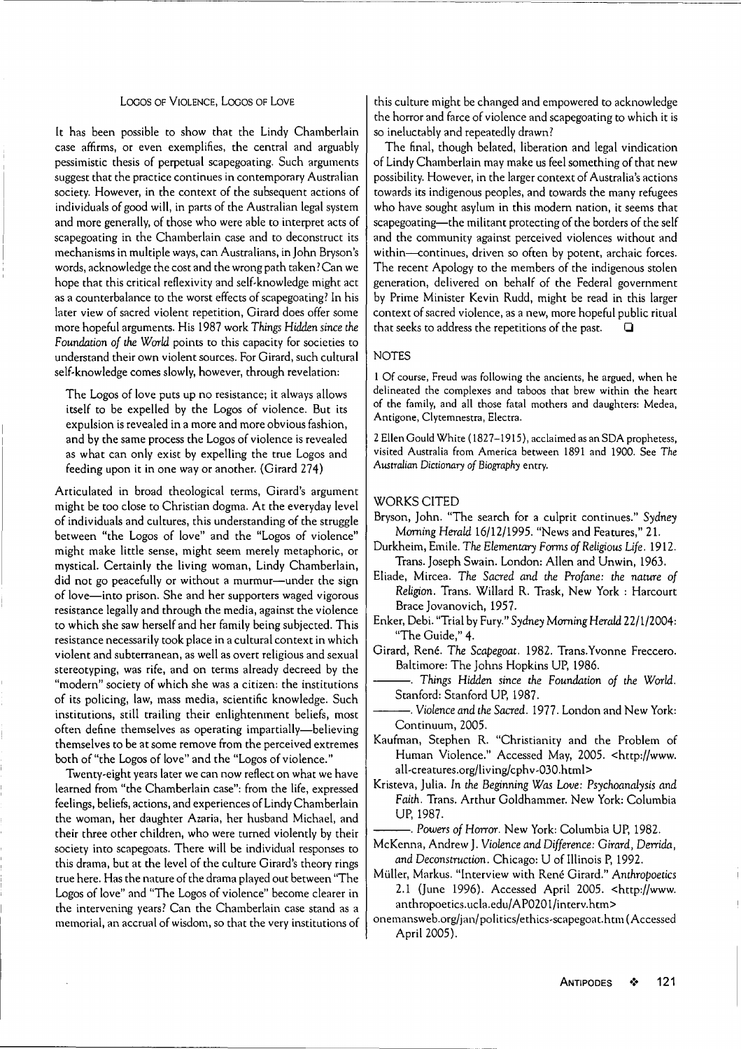## Logos of Violence, Logos of Love

It has been possible to show that the Lindy Chamberlain case affirms, or even exemplifies, the central and arguably pessimistic thesis of perpetual scapegoating. Such arguments suggest that the practice continues in contemporary Australian society. However, in the context of the subsequent actions of individuals of good will, in parts of the Australian legal system and more generally, of those who were able to interpret acts of scapegoating in the Chamberlain case and to deconstruct its mechanisms in multiple ways, can Australians, in John Bryson's words, acknowledge the cost and the wrong path taken? Can we hope that this critical reflexivity and self-knowledge might act as a counterbalance to the worst effects of scapegoating? In his later view of sacred violent repetition, Girard does offer some more hopeful arguments. His 1987 work *Things Hidden since the Foundation of the World* points to this capacity for societies to understand their own violent sources. For Girard, such cultural self-knowledge comes slowly, however, through revelation:

> The Logos of love puts up no resistance; it always allows itself to be expelled by the Logos of violence. But its expulsion is revealed in a more and more obvious fashion, and by the same process the Logos of violence is revealed as what can only exist by expelling the true Logos and feeding upon it in one way or another. (Girard 274)

Articulated in broad theological terms, Girard's argument might be too close to Christian dogma. At the everyday level of individuals and cultures, this understanding of the struggle between "the Logos of love" and the "Logos of violence" might make little sense, might seem merely metaphoric, or mystical. Certainly the living woman, Lindy Chamberlain, did not go peacefully or without a murmur—under the sign of love—into prison. She and her supporters waged vigorous resistance legally and through the media, against the violence to which she saw herself and her family being subjected. This resistance necessarily took place in a cultural context in which violent and subterranean, as well as overt religious and sexual stereotyping, was rife, and on terms already decreed by the "modern" society of which she was a citizen: the institutions of its policing, law, mass media, scientific knowledge. Such institutions, still trailing their enlightenment beliefs, most often define themselves as operating impartially—believing themselves to be at some remove from the perceived extremes both of "the Logos of love" and the "Logos of violence."

Twenty-eight years later we can now reflect on what we have learned from "the Chamberlain case": from the life, expressed feelings, beliefs, actions, and experiences of Lindy Chamberlain the woman, her daughter Azaria, her husband Michael, and their three other children, who were turned violently by their society into scapegoats. There will be individual responses to this drama, but at the level of the culture Girard's theory rings true here. Has the nature of the drama played out between "The Logos of love" and "The Logos of violence" become clearer in the intervening years? Can the Chamberlain case stand as a memorial, an accrual of wisdom, so that the very institutions of this culture might be changed and empowered to acknowledge the horror and farce of violence and scapegoating to which it is so ineluctably and repeatedly drawn?

The final, though belated, liberation and legal vindication of Lindy Chamberlain may make us feel something of that new possibility. However, in the larger context of Australia's actions towards its indigenous peoples, and towards the many refugees who have sought asylum in this modern nation, it seems that scapegoating—the militant protecting of the borders of the self and the community against perceived violences without and within—continues, driven so often by potent, archaic forces. The recent Apology to the members of the indigenous stolen generation, delivered on behalf of the Federal government by Prime Minister Kevin Rudd, might be read in this larger context of sacred violence, as a new, more hopeful public ritual that seeks to address the repetitions of the past. ❑

## NOTES

1 Of course, Freud was following the ancients, he argued, when he delineated the complexes and taboos that brew within the heart of the family, and all those fatal mothers and daughters: Medea, Antigone, Clytemnestra, Electra.

2 Ellen Gould White (1827–1915), acclaimed as an SDA prophetess, visited Australia from America between 1891 and 1900. See *The Australian Dictionary of Biography* entry.

## WORKS CITED

Bryson, John. "The search for a culprit continues." *Sydney Morning Herald* 16/12/1995. "News and Features," 21.

Durkheim, Emile. *The Elementary Forms of Religious Life*. 1912. Trans. Joseph Swain. London: Allen and Unwin, 1963.

Eliade, Mircea. *The Sacred and the Profane: the nature of Religion*. Trans. Willard R. Trask, New York : Harcourt Brace Jovanovich, 1957.

Enker, Debi. "Trial by Fury." *Sydney Morning Herald* 22/1/2004: "The Guide," 4.

Girard, René. *The Scapegoat*. 1982. Trans.Yvonne Freccero. Baltimore: The Johns Hopkins UP, 1986.

———. *Things Hidden since the Foundation of the World*. Stanford: Stanford UP, 1987.

———. *Violence and the Sacred*. 1977. London and New York: Continuum, 2005.

Kaufman, Stephen R. "Christianity and the Problem of Human Violence." Accessed May, 2005. <http://www.all-creatures.org/living/cphv-030.html>

Kristeva, Julia. *In the Beginning Was Love: Psychoanalysis and Faith*. Trans. Arthur Goldhammer. New York: Columbia UP, 1987.

———. *Powers of Horror*. New York: Columbia UP, 1982.

McKenna, Andrew J. *Violence and Difference: Girard, Derrida, and Deconstruction*. Chicago: U of Illinois P, 1992.

Müller, Markus. "Interview with René Girard." *Anthropoetics* 2.1 (June 1996). Accessed April 2005. <http://www.anthropoetics.ucla.edu/AP0201/interv.htm>

onemansweb.org/jan/politics/ethics-scapegoat.htm (Accessed April 2005).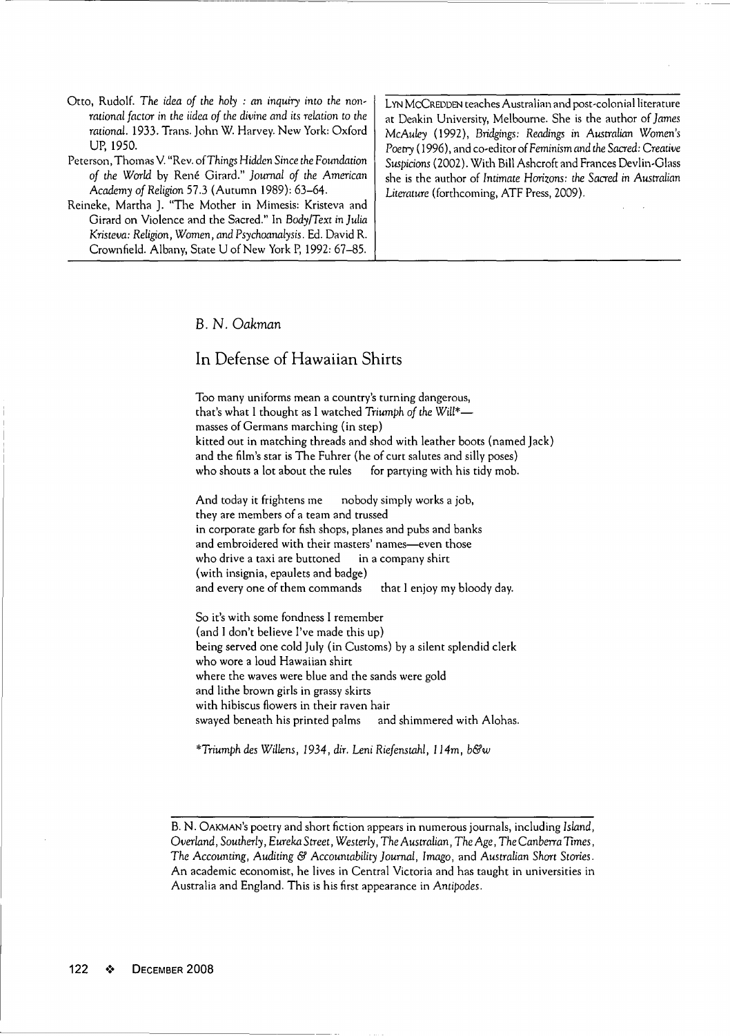Otto, Rudolf. *The idea of the holy : an inquiry into the non-rational factor in the iidea of the divine and its relation to the rational*. 1933. Trans. John W. Harvey. New York: Oxford UP, 1950.

Peterson, Thomas V. "Rev. of *Things Hidden Since the Foundation of the World* by René Girard." *Journal of the American Academy of Religion* 57.3 (Autumn 1989): 63–64.

Reineke, Martha J. "The Mother in Mimesis: Kristeva and Girard on Violence and the Sacred." In *Body/Text in Julia Kristeva: Religion, Women, and Psychoanalysis*. Ed. David R. Crownfield. Albany, State U of New York P, 1992: 67–85.

LYN MCCREDDEN teaches Australian and post-colonial literature at Deakin University, Melbourne. She is the author of *James McAuley* (1992), *Bridgings: Readings in Australian Women's Poetry* (1996), and co-editor of *Feminism and the Sacred: Creative Suspicions* (2002). With Bill Ashcroft and Frances Devlin-Glass she is the author of *Intimate Horizons: the Sacred in Australian Literature* (forthcoming, ATF Press, 2009).

*B. N. Oakman*

## In Defense of Hawaiian Shirts

Too many uniforms mean a country's turning dangerous,
that's what I thought as I watched *Triumph of the Will**—
masses of Germans marching (in step)
kitted out in matching threads and shod with leather boots (named Jack)
and the film's star is The Fuhrer (he of curt salutes and silly poses)
who shouts a lot about the rules     for partying with his tidy mob.

And today it frightens me     nobody simply works a job,
they are members of a team and trussed
in corporate garb for fish shops, planes and pubs and banks
and embroidered with their masters' names—even those
who drive a taxi are buttoned     in a company shirt
(with insignia, epaulets and badge)
and every one of them commands     that I enjoy my bloody day.

So it's with some fondness I remember
(and I don't believe I've made this up)
being served one cold July (in Customs) by a silent splendid clerk
who wore a loud Hawaiian shirt
where the waves were blue and the sands were gold
and lithe brown girls in grassy skirts
with hibiscus flowers in their raven hair
swayed beneath his printed palms     and shimmered with Alohas.

**Triumph des Willens, 1934, dir. Leni Riefenstahl, 114m, b&w*

B. N. OAKMAN's poetry and short fiction appears in numerous journals, including *Island*, *Overland*, *Southerly*, *Eureka Street*, *Westerly*, *The Australian*, *The Age*, *The Canberra Times*, *The Accounting, Auditing & Accountability Journal*, *Imago*, and *Australian Short Stories*. An academic economist, he lives in Central Victoria and has taught in universities in Australia and England. This is his first appearance in *Antipodes*.